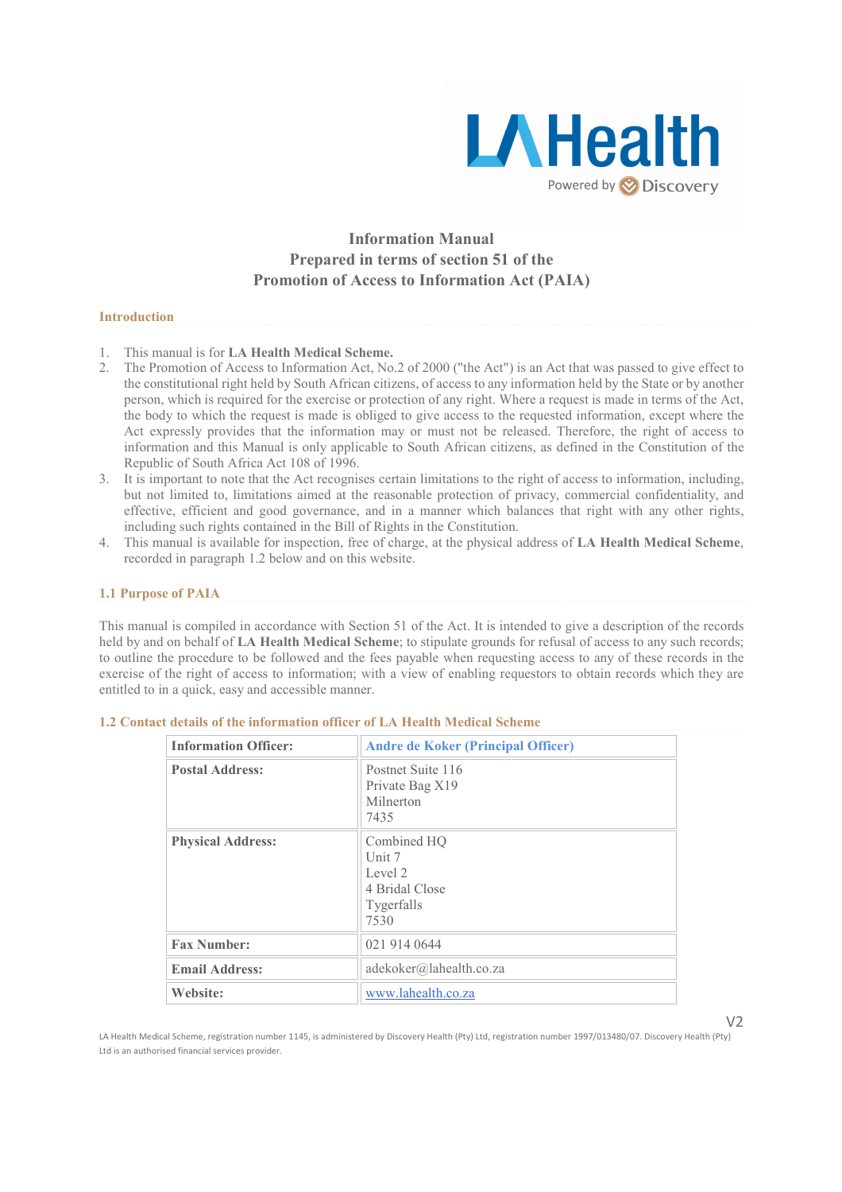# Information Manual
## Prepared in terms of section 51 of the Promotion of Access to Information Act (PAIA)

### Introduction

1. This manual is for **LA Health Medical Scheme.**
2. The Promotion of Access to Information Act, No.2 of 2000 ("the Act") is an Act that was passed to give effect to the constitutional right held by South African citizens, of access to any information held by the State or by another person, which is required for the exercise or protection of any right. Where a request is made in terms of the Act, the body to which the request is made is obliged to give access to the requested information, except where the Act expressly provides that the information may or must not be released. Therefore, the right of access to information and this Manual is only applicable to South African citizens, as defined in the Constitution of the Republic of South Africa Act 108 of 1996.
3. It is important to note that the Act recognises certain limitations to the right of access to information, including, but not limited to, limitations aimed at the reasonable protection of privacy, commercial confidentiality, and effective, efficient and good governance, and in a manner which balances that right with any other rights, including such rights contained in the Bill of Rights in the Constitution.
4. This manual is available for inspection, free of charge, at the physical address of **LA Health Medical Scheme**, recorded in paragraph 1.2 below and on this website.

### 1.1 Purpose of PAIA

This manual is compiled in accordance with Section 51 of the Act. It is intended to give a description of the records held by and on behalf of **LA Health Medical Scheme**; to stipulate grounds for refusal of access to any such records; to outline the procedure to be followed and the fees payable when requesting access to any of these records in the exercise of the right of access to information; with a view of enabling requestors to obtain records which they are entitled to in a quick, easy and accessible manner.

### 1.2 Contact details of the information officer of LA Health Medical Scheme

| **Information Officer:** | **Andre de Koker (Principal Officer)** |
|---|---|
| **Postal Address:** | Postnet Suite 116<br>Private Bag X19<br>Milnerton<br>7435 |
| **Physical Address:** | Combined HQ<br>Unit 7<br>Level 2<br>4 Bridal Close<br>Tygerfalls<br>7530 |
| **Fax Number:** | 021 914 0644 |
| **Email Address:** | adekoker@lahealth.co.za |
| **Website:** | www.lahealth.co.za |

V2

LA Health Medical Scheme, registration number 1145, is administered by Discovery Health (Pty) Ltd, registration number 1997/013480/07. Discovery Health (Pty) Ltd is an authorised financial services provider.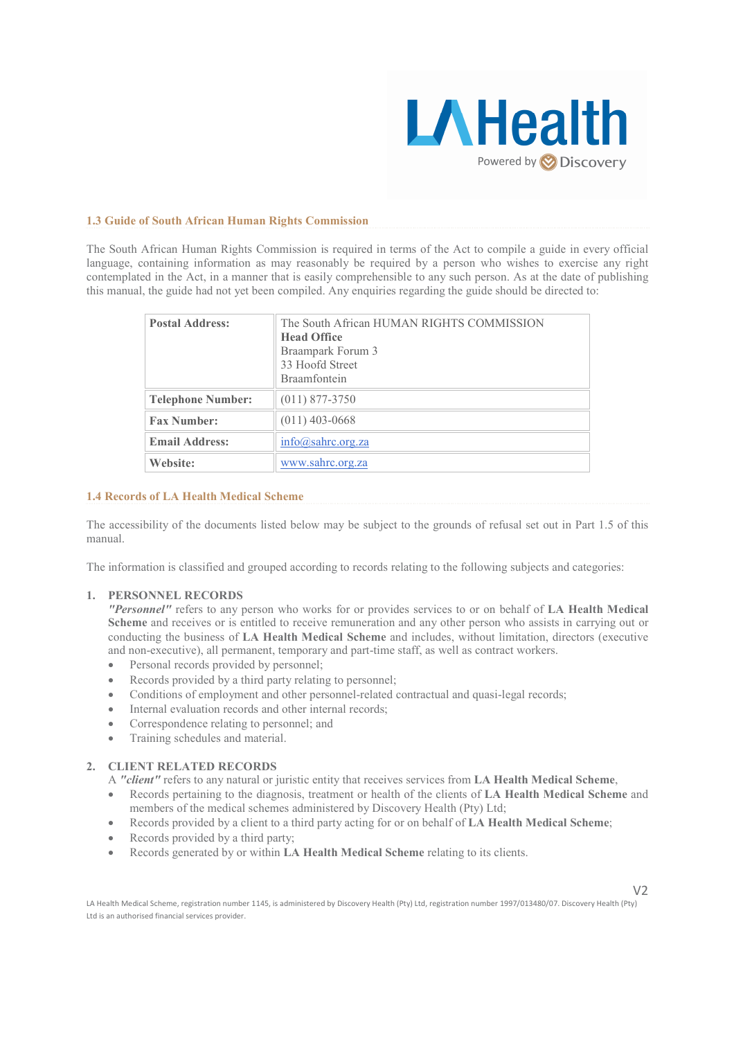## 1.3 Guide of South African Human Rights Commission

The South African Human Rights Commission is required in terms of the Act to compile a guide in every official language, containing information as may reasonably be required by a person who wishes to exercise any right contemplated in the Act, in a manner that is easily comprehensible to any such person. As at the date of publishing this manual, the guide had not yet been compiled. Any enquiries regarding the guide should be directed to:

| | |
|---|---|
| **Postal Address:** | The South African HUMAN RIGHTS COMMISSION<br>**Head Office**<br>Braampark Forum 3<br>33 Hoofd Street<br>Braamfontein |
| **Telephone Number:** | (011) 877-3750 |
| **Fax Number:** | (011) 403-0668 |
| **Email Address:** | info@sahrc.org.za |
| **Website:** | www.sahrc.org.za |

## 1.4 Records of LA Health Medical Scheme

The accessibility of the documents listed below may be subject to the grounds of refusal set out in Part 1.5 of this manual.

The information is classified and grouped according to records relating to the following subjects and categories:

1. **PERSONNEL RECORDS**
   ***"Personnel"*** refers to any person who works for or provides services to or on behalf of **LA Health Medical Scheme** and receives or is entitled to receive remuneration and any other person who assists in carrying out or conducting the business of **LA Health Medical Scheme** and includes, without limitation, directors (executive and non-executive), all permanent, temporary and part-time staff, as well as contract workers.
   - Personal records provided by personnel;
   - Records provided by a third party relating to personnel;
   - Conditions of employment and other personnel-related contractual and quasi-legal records;
   - Internal evaluation records and other internal records;
   - Correspondence relating to personnel; and
   - Training schedules and material.

2. **CLIENT RELATED RECORDS**
   A ***"client"*** refers to any natural or juristic entity that receives services from **LA Health Medical Scheme**,
   - Records pertaining to the diagnosis, treatment or health of the clients of **LA Health Medical Scheme** and members of the medical schemes administered by Discovery Health (Pty) Ltd;
   - Records provided by a client to a third party acting for or on behalf of **LA Health Medical Scheme**;
   - Records provided by a third party;
   - Records generated by or within **LA Health Medical Scheme** relating to its clients.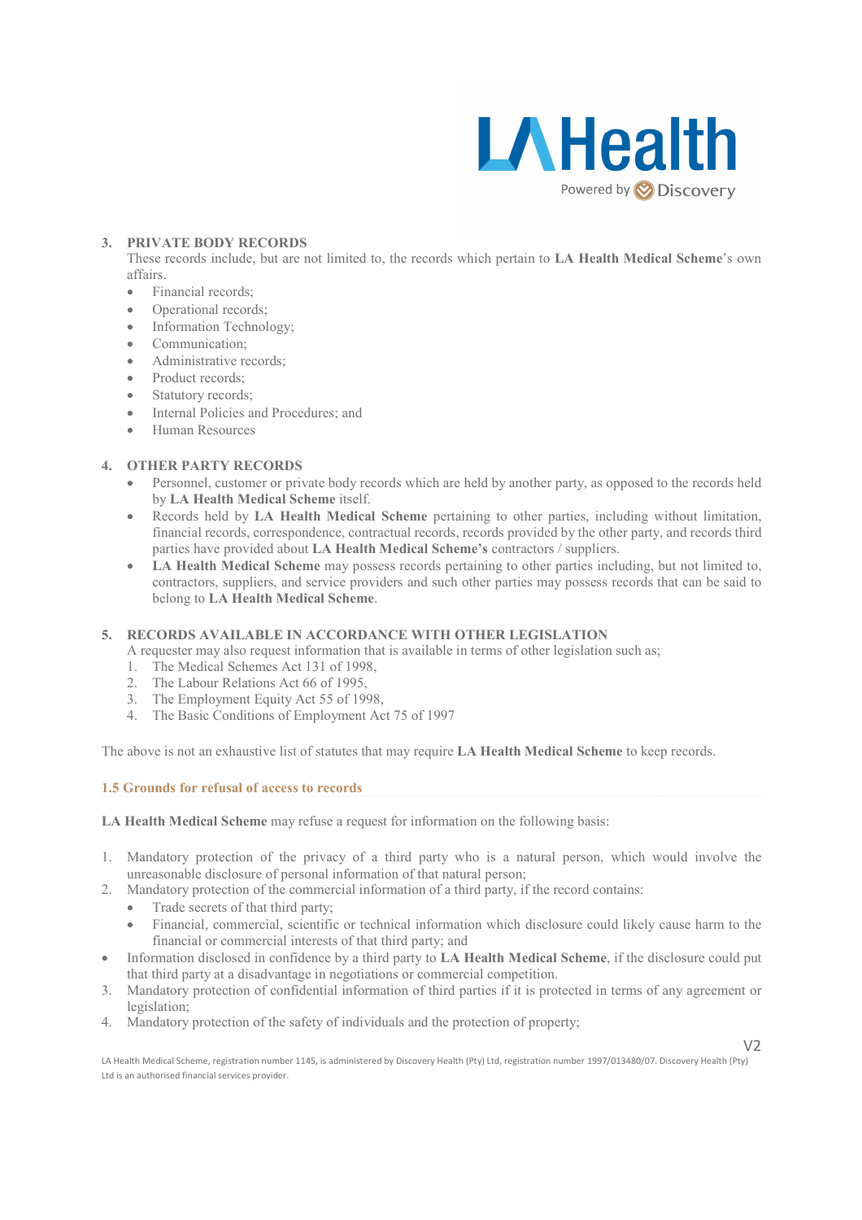**3. PRIVATE BODY RECORDS**

These records include, but are not limited to, the records which pertain to **LA Health Medical Scheme**'s own affairs.

- Financial records;
- Operational records;
- Information Technology;
- Communication;
- Administrative records;
- Product records;
- Statutory records;
- Internal Policies and Procedures; and
- Human Resources

**4. OTHER PARTY RECORDS**

- Personnel, customer or private body records which are held by another party, as opposed to the records held by **LA Health Medical Scheme** itself.
- Records held by **LA Health Medical Scheme** pertaining to other parties, including without limitation, financial records, correspondence, contractual records, records provided by the other party, and records third parties have provided about **LA Health Medical Scheme's** contractors / suppliers.
- **LA Health Medical Scheme** may possess records pertaining to other parties including, but not limited to, contractors, suppliers, and service providers and such other parties may possess records that can be said to belong to **LA Health Medical Scheme**.

**5. RECORDS AVAILABLE IN ACCORDANCE WITH OTHER LEGISLATION**

A requester may also request information that is available in terms of other legislation such as;

1. The Medical Schemes Act 131 of 1998,
2. The Labour Relations Act 66 of 1995,
3. The Employment Equity Act 55 of 1998,
4. The Basic Conditions of Employment Act 75 of 1997

The above is not an exhaustive list of statutes that may require **LA Health Medical Scheme** to keep records.

### 1.5 Grounds for refusal of access to records

**LA Health Medical Scheme** may refuse a request for information on the following basis:

1. Mandatory protection of the privacy of a third party who is a natural person, which would involve the unreasonable disclosure of personal information of that natural person;
2. Mandatory protection of the commercial information of a third party, if the record contains:
   - Trade secrets of that third party;
   - Financial, commercial, scientific or technical information which disclosure could likely cause harm to the financial or commercial interests of that third party; and
- Information disclosed in confidence by a third party to **LA Health Medical Scheme**, if the disclosure could put that third party at a disadvantage in negotiations or commercial competition.
3. Mandatory protection of confidential information of third parties if it is protected in terms of any agreement or legislation;
4. Mandatory protection of the safety of individuals and the protection of property;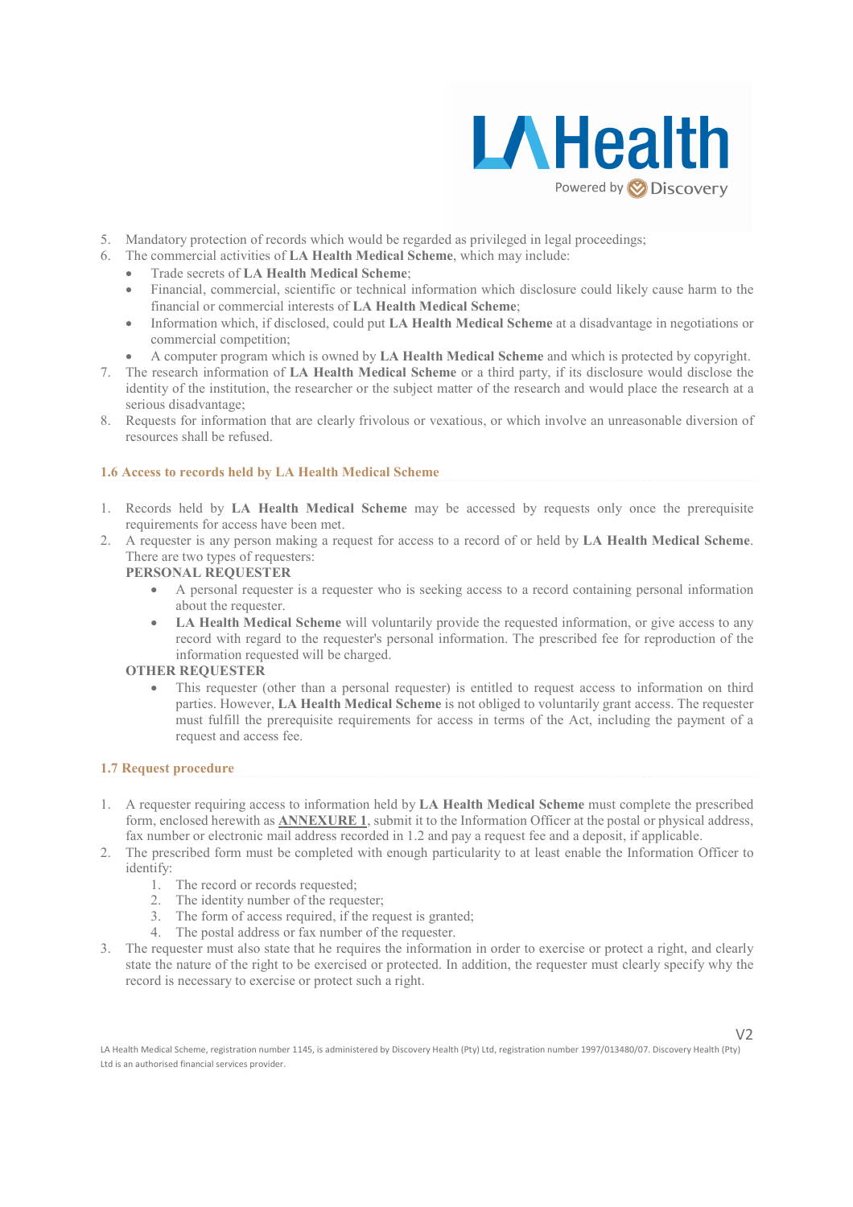5. Mandatory protection of records which would be regarded as privileged in legal proceedings;
6. The commercial activities of **LA Health Medical Scheme**, which may include:
   - Trade secrets of **LA Health Medical Scheme**;
   - Financial, commercial, scientific or technical information which disclosure could likely cause harm to the financial or commercial interests of **LA Health Medical Scheme**;
   - Information which, if disclosed, could put **LA Health Medical Scheme** at a disadvantage in negotiations or commercial competition;
   - A computer program which is owned by **LA Health Medical Scheme** and which is protected by copyright.
7. The research information of **LA Health Medical Scheme** or a third party, if its disclosure would disclose the identity of the institution, the researcher or the subject matter of the research and would place the research at a serious disadvantage;
8. Requests for information that are clearly frivolous or vexatious, or which involve an unreasonable diversion of resources shall be refused.

### 1.6 Access to records held by LA Health Medical Scheme

1. Records held by **LA Health Medical Scheme** may be accessed by requests only once the prerequisite requirements for access have been met.
2. A requester is any person making a request for access to a record of or held by **LA Health Medical Scheme**. There are two types of requesters:

   **PERSONAL REQUESTER**
   - A personal requester is a requester who is seeking access to a record containing personal information about the requester.
   - **LA Health Medical Scheme** will voluntarily provide the requested information, or give access to any record with regard to the requester's personal information. The prescribed fee for reproduction of the information requested will be charged.

   **OTHER REQUESTER**
   - This requester (other than a personal requester) is entitled to request access to information on third parties. However, **LA Health Medical Scheme** is not obliged to voluntarily grant access. The requester must fulfill the prerequisite requirements for access in terms of the Act, including the payment of a request and access fee.

### 1.7 Request procedure

1. A requester requiring access to information held by **LA Health Medical Scheme** must complete the prescribed form, enclosed herewith as **ANNEXURE 1**, submit it to the Information Officer at the postal or physical address, fax number or electronic mail address recorded in 1.2 and pay a request fee and a deposit, if applicable.
2. The prescribed form must be completed with enough particularity to at least enable the Information Officer to identify:
   1. The record or records requested;
   2. The identity number of the requester;
   3. The form of access required, if the request is granted;
   4. The postal address or fax number of the requester.
3. The requester must also state that he requires the information in order to exercise or protect a right, and clearly state the nature of the right to be exercised or protected. In addition, the requester must clearly specify why the record is necessary to exercise or protect such a right.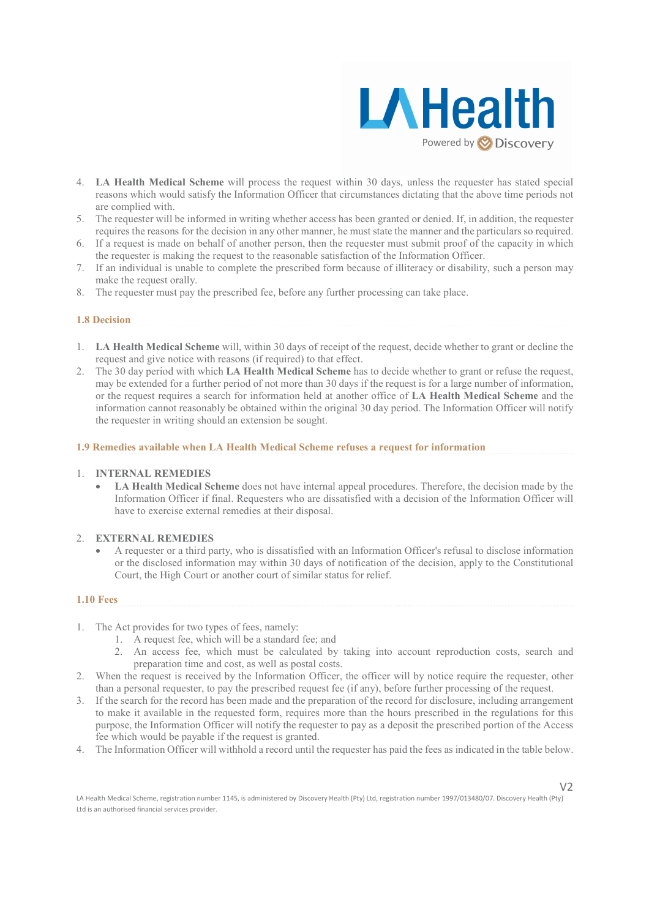4. **LA Health Medical Scheme** will process the request within 30 days, unless the requester has stated special reasons which would satisfy the Information Officer that circumstances dictating that the above time periods not are complied with.
5. The requester will be informed in writing whether access has been granted or denied. If, in addition, the requester requires the reasons for the decision in any other manner, he must state the manner and the particulars so required.
6. If a request is made on behalf of another person, then the requester must submit proof of the capacity in which the requester is making the request to the reasonable satisfaction of the Information Officer.
7. If an individual is unable to complete the prescribed form because of illiteracy or disability, such a person may make the request orally.
8. The requester must pay the prescribed fee, before any further processing can take place.

### 1.8 Decision

1. **LA Health Medical Scheme** will, within 30 days of receipt of the request, decide whether to grant or decline the request and give notice with reasons (if required) to that effect.
2. The 30 day period with which **LA Health Medical Scheme** has to decide whether to grant or refuse the request, may be extended for a further period of not more than 30 days if the request is for a large number of information, or the request requires a search for information held at another office of **LA Health Medical Scheme** and the information cannot reasonably be obtained within the original 30 day period. The Information Officer will notify the requester in writing should an extension be sought.

### 1.9 Remedies available when LA Health Medical Scheme refuses a request for information

1. **INTERNAL REMEDIES**
   - **LA Health Medical Scheme** does not have internal appeal procedures. Therefore, the decision made by the Information Officer if final. Requesters who are dissatisfied with a decision of the Information Officer will have to exercise external remedies at their disposal.

2. **EXTERNAL REMEDIES**
   - A requester or a third party, who is dissatisfied with an Information Officer's refusal to disclose information or the disclosed information may within 30 days of notification of the decision, apply to the Constitutional Court, the High Court or another court of similar status for relief.

### 1.10 Fees

1. The Act provides for two types of fees, namely:
   1. A request fee, which will be a standard fee; and
   2. An access fee, which must be calculated by taking into account reproduction costs, search and preparation time and cost, as well as postal costs.
2. When the request is received by the Information Officer, the officer will by notice require the requester, other than a personal requester, to pay the prescribed request fee (if any), before further processing of the request.
3. If the search for the record has been made and the preparation of the record for disclosure, including arrangement to make it available in the requested form, requires more than the hours prescribed in the regulations for this purpose, the Information Officer will notify the requester to pay as a deposit the prescribed portion of the Access fee which would be payable if the request is granted.
4. The Information Officer will withhold a record until the requester has paid the fees as indicated in the table below.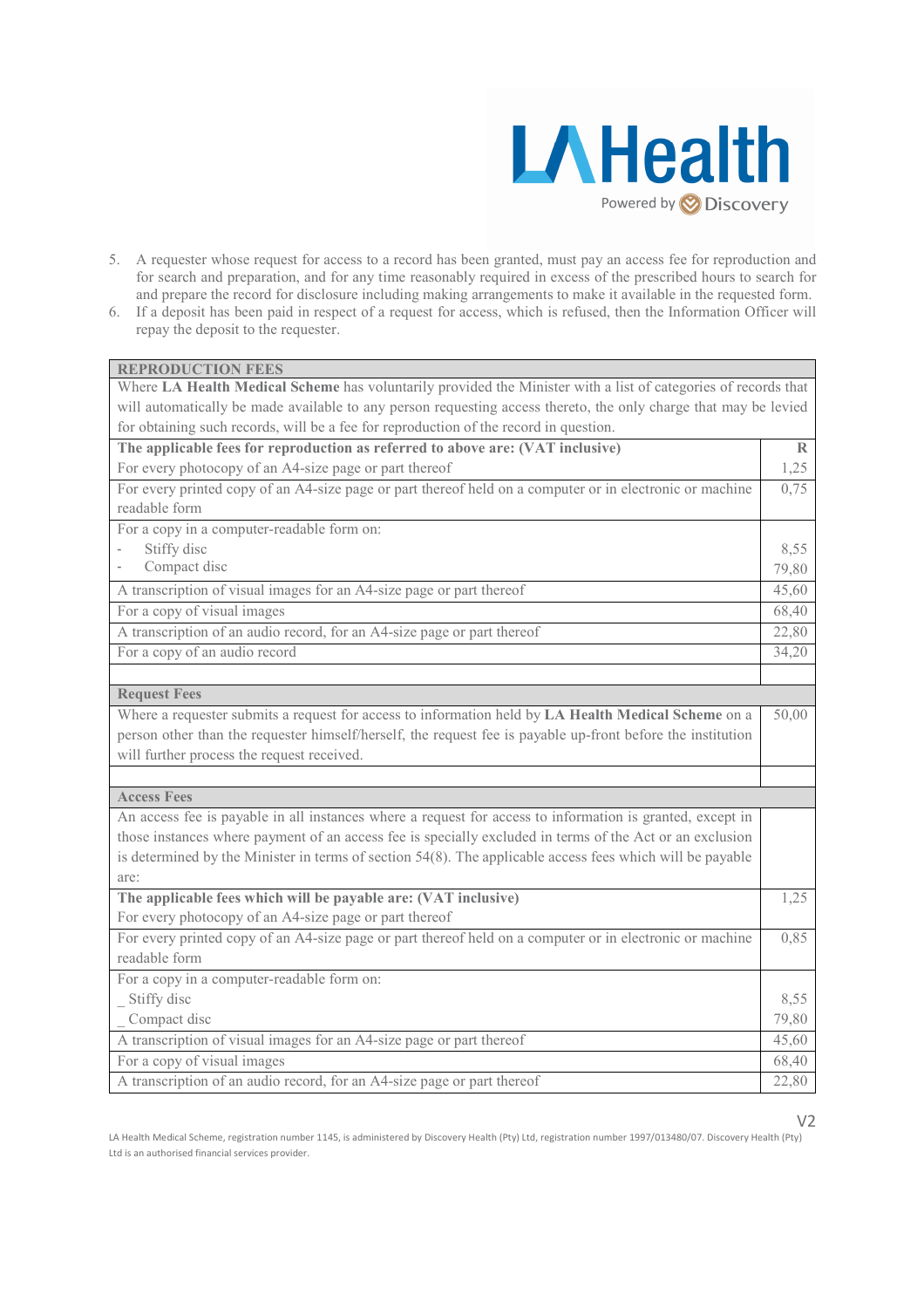5. A requester whose request for access to a record has been granted, must pay an access fee for reproduction and for search and preparation, and for any time reasonably required in excess of the prescribed hours to search for and prepare the record for disclosure including making arrangements to make it available in the requested form.
6. If a deposit has been paid in respect of a request for access, which is refused, then the Information Officer will repay the deposit to the requester.

| **REPRODUCTION FEES** | |
|---|---|
| Where **LA Health Medical Scheme** has voluntarily provided the Minister with a list of categories of records that will automatically be made available to any person requesting access thereto, the only charge that may be levied for obtaining such records, will be a fee for reproduction of the record in question. | |
| **The applicable fees for reproduction as referred to above are: (VAT inclusive)** | **R** |
| For every photocopy of an A4-size page or part thereof | 1,25 |
| For every printed copy of an A4-size page or part thereof held on a computer or in electronic or machine readable form | 0,75 |
| For a copy in a computer-readable form on:<br>- Stiffy disc<br>- Compact disc | <br>8,55<br>79,80 |
| A transcription of visual images for an A4-size page or part thereof | 45,60 |
| For a copy of visual images | 68,40 |
| A transcription of an audio record, for an A4-size page or part thereof | 22,80 |
| For a copy of an audio record | 34,20 |
| | |
| **Request Fees** | |
| Where a requester submits a request for access to information held by **LA Health Medical Scheme** on a person other than the requester himself/herself, the request fee is payable up-front before the institution will further process the request received. | 50,00 |
| | |
| **Access Fees** | |
| An access fee is payable in all instances where a request for access to information is granted, except in those instances where payment of an access fee is specially excluded in terms of the Act or an exclusion is determined by the Minister in terms of section 54(8). The applicable access fees which will be payable are: | |
| **The applicable fees which will be payable are: (VAT inclusive)**<br>For every photocopy of an A4-size page or part thereof | 1,25 |
| For every printed copy of an A4-size page or part thereof held on a computer or in electronic or machine readable form | 0,85 |
| For a copy in a computer-readable form on:<br>_ Stiffy disc<br>_ Compact disc | <br>8,55<br>79,80 |
| A transcription of visual images for an A4-size page or part thereof | 45,60 |
| For a copy of visual images | 68,40 |
| A transcription of an audio record, for an A4-size page or part thereof | 22,80 |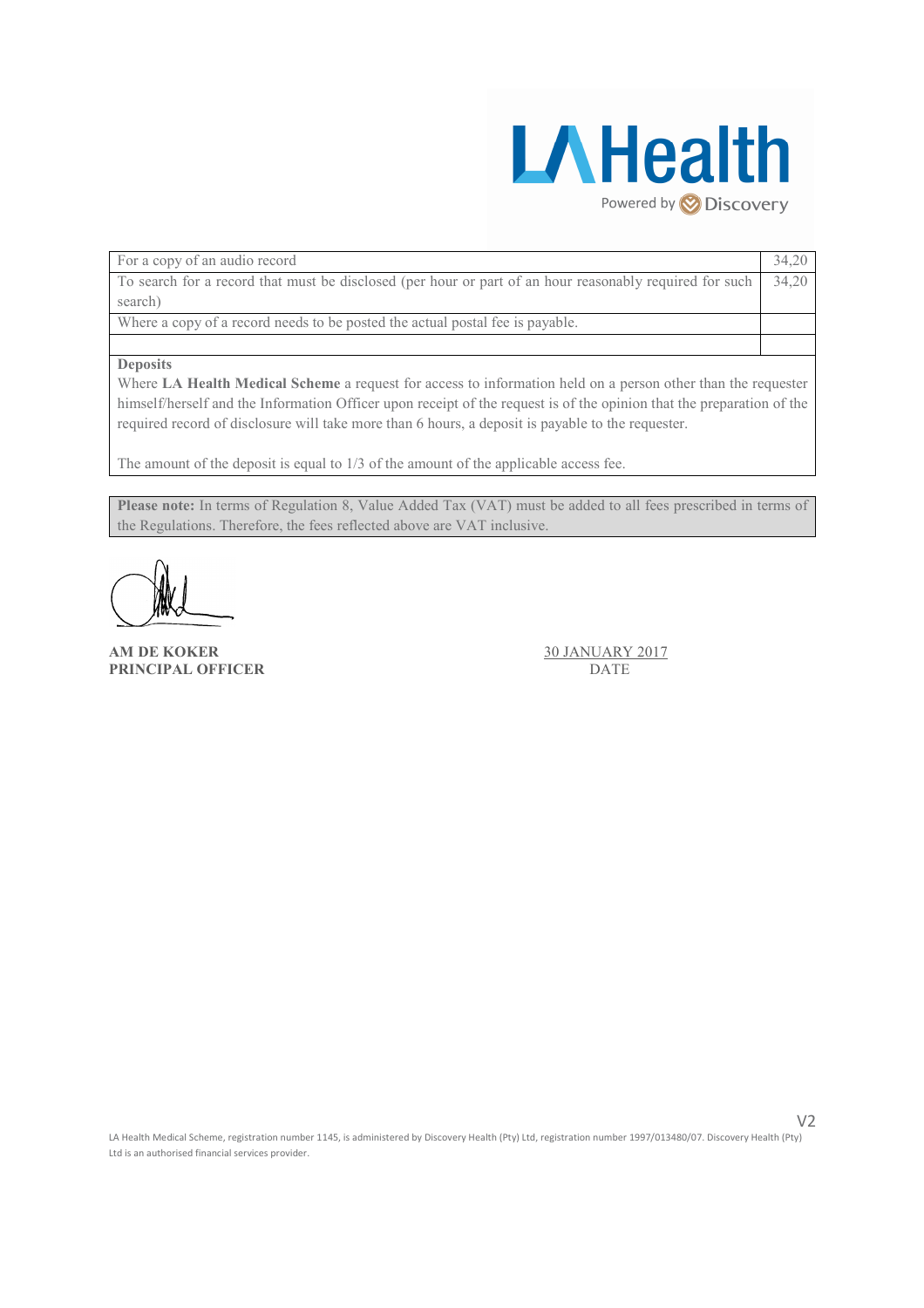| | |
|---|---|
| For a copy of an audio record | 34,20 |
| To search for a record that must be disclosed (per hour or part of an hour reasonably required for such search) | 34,20 |
| Where a copy of a record needs to be posted the actual postal fee is payable. | |
| | |

**Deposits**

Where **LA Health Medical Scheme** a request for access to information held on a person other than the requester himself/herself and the Information Officer upon receipt of the request is of the opinion that the preparation of the required record of disclosure will take more than 6 hours, a deposit is payable to the requester.

The amount of the deposit is equal to 1/3 of the amount of the applicable access fee.

**Please note:** In terms of Regulation 8, Value Added Tax (VAT) must be added to all fees prescribed in terms of the Regulations. Therefore, the fees reflected above are VAT inclusive.

**AM DE KOKER**
**PRINCIPAL OFFICER**

30 JANUARY 2017
DATE

V2

LA Health Medical Scheme, registration number 1145, is administered by Discovery Health (Pty) Ltd, registration number 1997/013480/07. Discovery Health (Pty) Ltd is an authorised financial services provider.